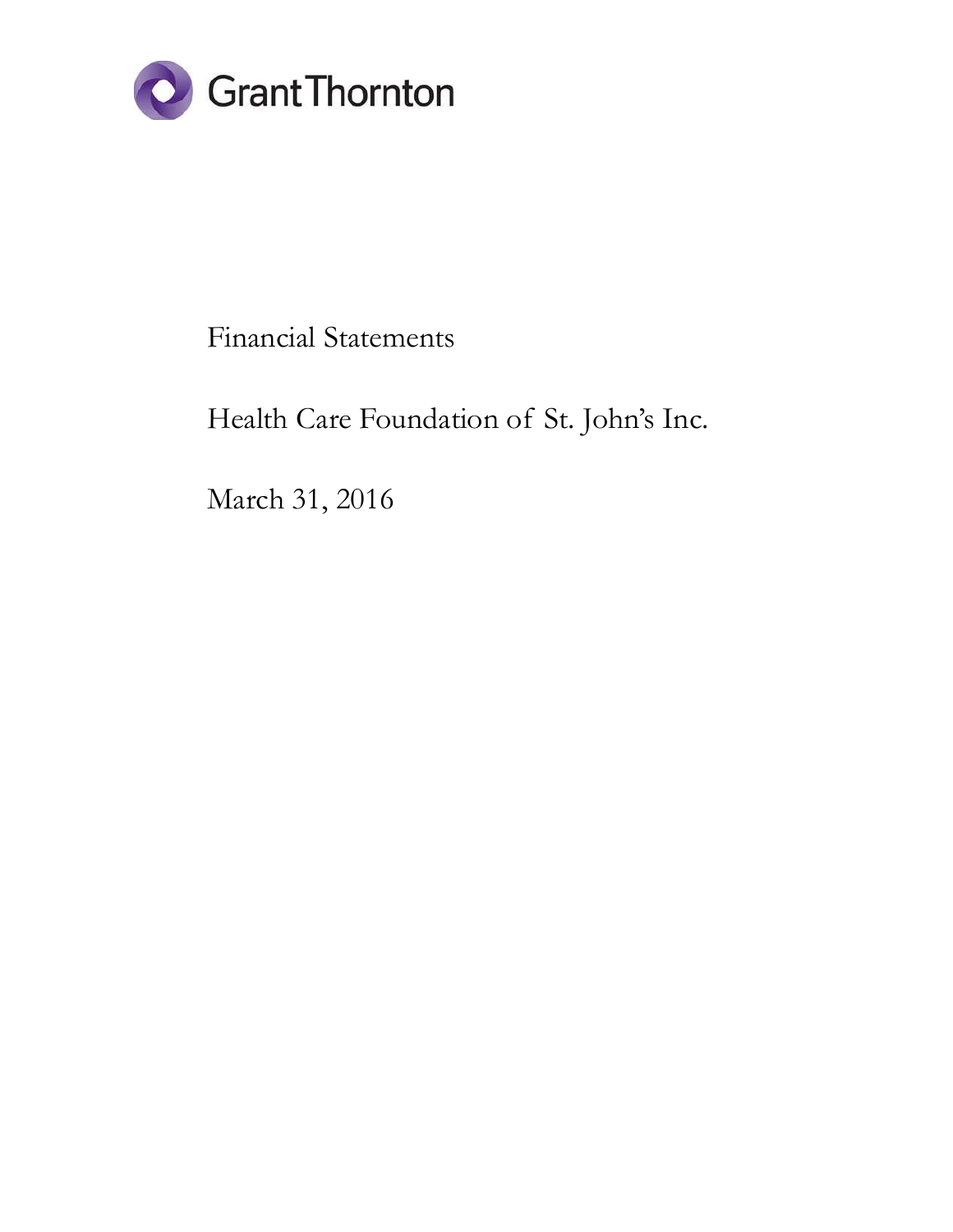Grant Thornton

# Financial Statements

# Health Care Foundation of St. John's Inc.

# March 31, 2016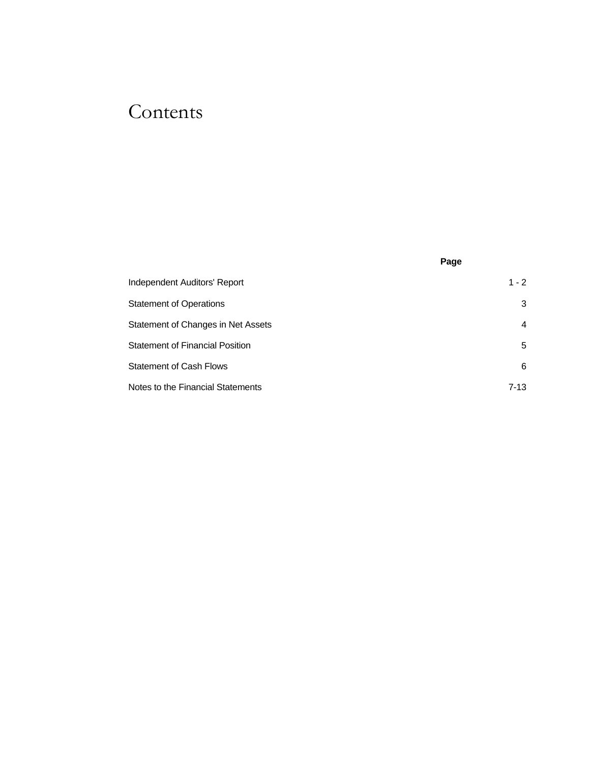# Contents

| | Page |
| --- | --- |
| Independent Auditors' Report | 1 - 2 |
| Statement of Operations | 3 |
| Statement of Changes in Net Assets | 4 |
| Statement of Financial Position | 5 |
| Statement of Cash Flows | 6 |
| Notes to the Financial Statements | 7-13 |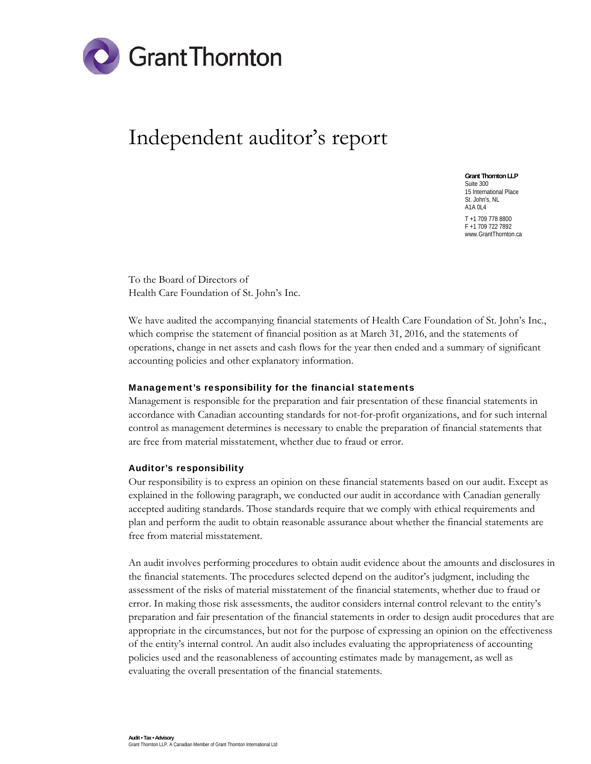Grant Thornton

# Independent auditor's report

**Grant Thornton LLP**
Suite 300
15 International Place
St. John's, NL
A1A 0L4

T +1 709 778 8800
F +1 709 722 7892
www.GrantThornton.ca

To the Board of Directors of
Health Care Foundation of St. John's Inc.

We have audited the accompanying financial statements of Health Care Foundation of St. John's Inc., which comprise the statement of financial position as at March 31, 2016, and the statements of operations, change in net assets and cash flows for the year then ended and a summary of significant accounting policies and other explanatory information.

## Management's responsibility for the financial statements

Management is responsible for the preparation and fair presentation of these financial statements in accordance with Canadian accounting standards for not-for-profit organizations, and for such internal control as management determines is necessary to enable the preparation of financial statements that are free from material misstatement, whether due to fraud or error.

## Auditor's responsibility

Our responsibility is to express an opinion on these financial statements based on our audit. Except as explained in the following paragraph, we conducted our audit in accordance with Canadian generally accepted auditing standards. Those standards require that we comply with ethical requirements and plan and perform the audit to obtain reasonable assurance about whether the financial statements are free from material misstatement.

An audit involves performing procedures to obtain audit evidence about the amounts and disclosures in the financial statements. The procedures selected depend on the auditor's judgment, including the assessment of the risks of material misstatement of the financial statements, whether due to fraud or error. In making those risk assessments, the auditor considers internal control relevant to the entity's preparation and fair presentation of the financial statements in order to design audit procedures that are appropriate in the circumstances, but not for the purpose of expressing an opinion on the effectiveness of the entity's internal control. An audit also includes evaluating the appropriateness of accounting policies used and the reasonableness of accounting estimates made by management, as well as evaluating the overall presentation of the financial statements.

**Audit • Tax • Advisory**
Grant Thornton LLP. A Canadian Member of Grant Thornton International Ltd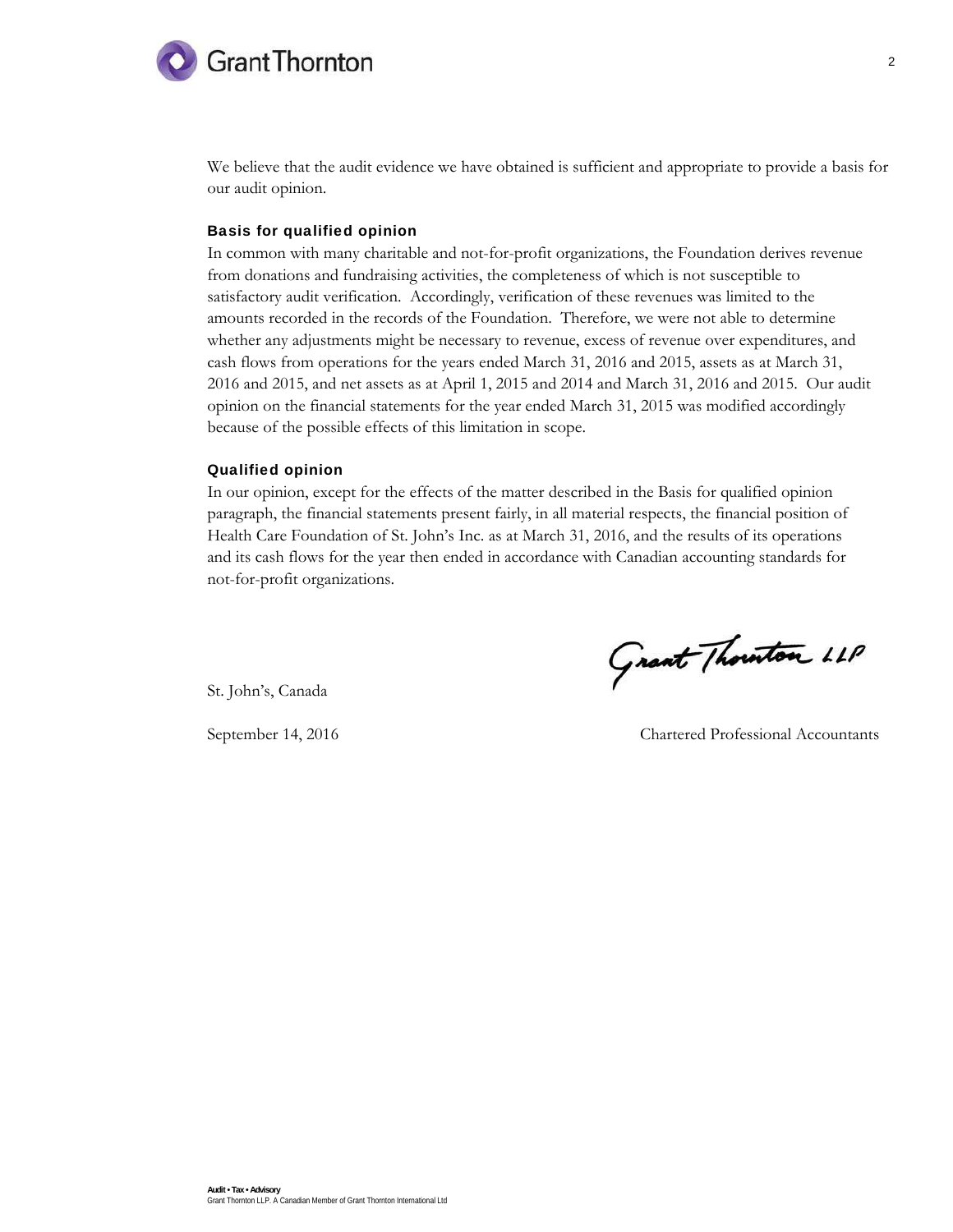We believe that the audit evidence we have obtained is sufficient and appropriate to provide a basis for our audit opinion.

### Basis for qualified opinion

In common with many charitable and not-for-profit organizations, the Foundation derives revenue from donations and fundraising activities, the completeness of which is not susceptible to satisfactory audit verification. Accordingly, verification of these revenues was limited to the amounts recorded in the records of the Foundation. Therefore, we were not able to determine whether any adjustments might be necessary to revenue, excess of revenue over expenditures, and cash flows from operations for the years ended March 31, 2016 and 2015, assets as at March 31, 2016 and 2015, and net assets as at April 1, 2015 and 2014 and March 31, 2016 and 2015. Our audit opinion on the financial statements for the year ended March 31, 2015 was modified accordingly because of the possible effects of this limitation in scope.

### Qualified opinion

In our opinion, except for the effects of the matter described in the Basis for qualified opinion paragraph, the financial statements present fairly, in all material respects, the financial position of Health Care Foundation of St. John's Inc. as at March 31, 2016, and the results of its operations and its cash flows for the year then ended in accordance with Canadian accounting standards for not-for-profit organizations.

Grant Thornton LLP

St. John's, Canada

September 14, 2016

Chartered Professional Accountants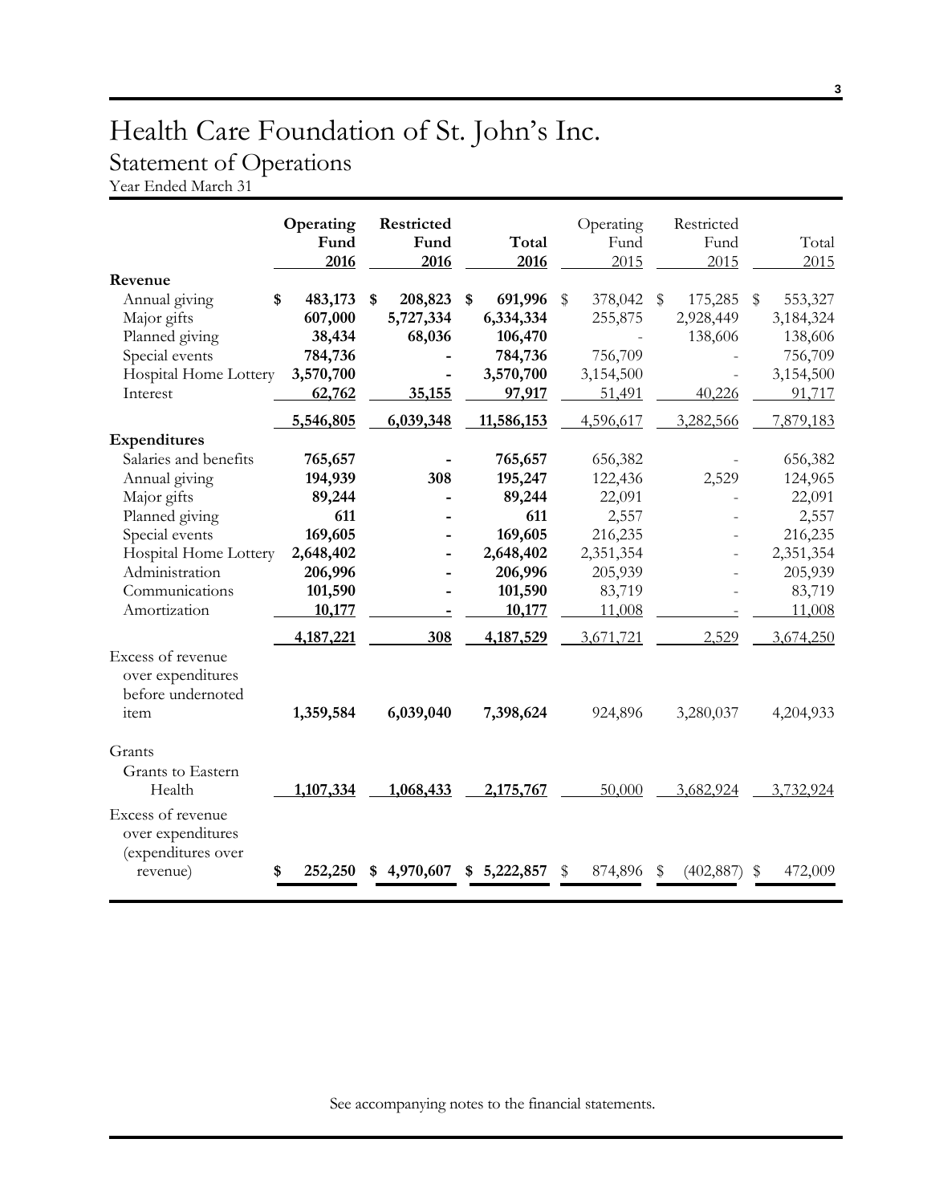# Health Care Foundation of St. John's Inc.

## Statement of Operations

Year Ended March 31

| | Operating Fund 2016 | Restricted Fund 2016 | Total 2016 | Operating Fund 2015 | Restricted Fund 2015 | Total 2015 |
|---|---|---|---|---|---|---|
| **Revenue** | | | | | | |
| Annual giving | **$ 483,173** | **$ 208,823** | **$ 691,996** | $ 378,042 | $ 175,285 | $ 553,327 |
| Major gifts | **607,000** | **5,727,334** | **6,334,334** | 255,875 | 2,928,449 | 3,184,324 |
| Planned giving | **38,434** | **68,036** | **106,470** | - | 138,606 | 138,606 |
| Special events | **784,736** | **-** | **784,736** | 756,709 | - | 756,709 |
| Hospital Home Lottery | **3,570,700** | **-** | **3,570,700** | 3,154,500 | - | 3,154,500 |
| Interest | **62,762** | **35,155** | **97,917** | 51,491 | 40,226 | 91,717 |
| | **5,546,805** | **6,039,348** | **11,586,153** | 4,596,617 | 3,282,566 | 7,879,183 |
| **Expenditures** | | | | | | |
| Salaries and benefits | **765,657** | **-** | **765,657** | 656,382 | - | 656,382 |
| Annual giving | **194,939** | **308** | **195,247** | 122,436 | 2,529 | 124,965 |
| Major gifts | **89,244** | **-** | **89,244** | 22,091 | - | 22,091 |
| Planned giving | **611** | **-** | **611** | 2,557 | - | 2,557 |
| Special events | **169,605** | **-** | **169,605** | 216,235 | - | 216,235 |
| Hospital Home Lottery | **2,648,402** | **-** | **2,648,402** | 2,351,354 | - | 2,351,354 |
| Administration | **206,996** | **-** | **206,996** | 205,939 | - | 205,939 |
| Communications | **101,590** | **-** | **101,590** | 83,719 | - | 83,719 |
| Amortization | **10,177** | **-** | **10,177** | 11,008 | - | 11,008 |
| | **4,187,221** | **308** | **4,187,529** | 3,671,721 | 2,529 | 3,674,250 |
| Excess of revenue over expenditures before undernoted item | **1,359,584** | **6,039,040** | **7,398,624** | 924,896 | 3,280,037 | 4,204,933 |
| Grants | | | | | | |
| Grants to Eastern Health | **1,107,334** | **1,068,433** | **2,175,767** | 50,000 | 3,682,924 | 3,732,924 |
| Excess of revenue over expenditures (expenditures over revenue) | **$ 252,250** | **$ 4,970,607** | **$ 5,222,857** | $ 874,896 | $ (402,887) | $ 472,009 |

See accompanying notes to the financial statements.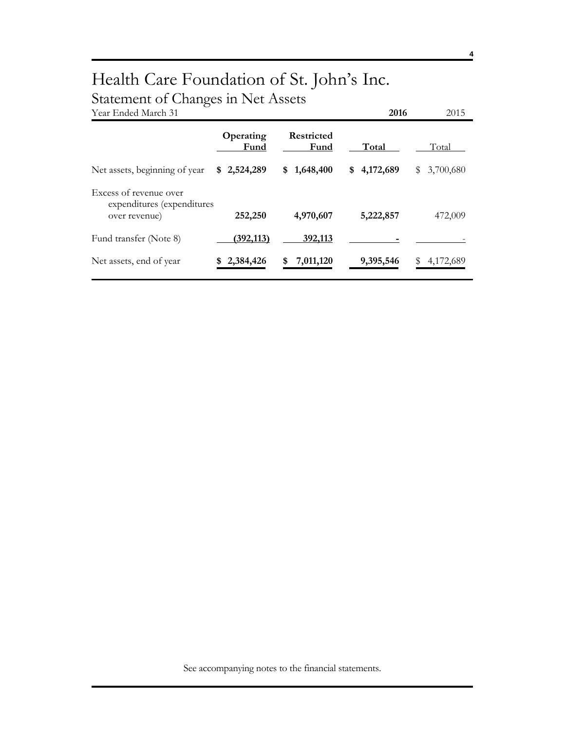# Health Care Foundation of St. John's Inc.

## Statement of Changes in Net Assets

| Year Ended March 31 | | | 2016 | 2015 |
|---|---|---|---|---|
| | **Operating Fund** | **Restricted Fund** | **Total** | Total |
| Net assets, beginning of year | **$ 2,524,289** | **$ 1,648,400** | **$ 4,172,689** | $ 3,700,680 |
| Excess of revenue over expenditures (expenditures over revenue) | **252,250** | **4,970,607** | **5,222,857** | 472,009 |
| Fund transfer (Note 8) | **(392,113)** | **392,113** | **-** | - |
| Net assets, end of year | **$ 2,384,426** | **$ 7,011,120** | **9,395,546** | $ 4,172,689 |

See accompanying notes to the financial statements.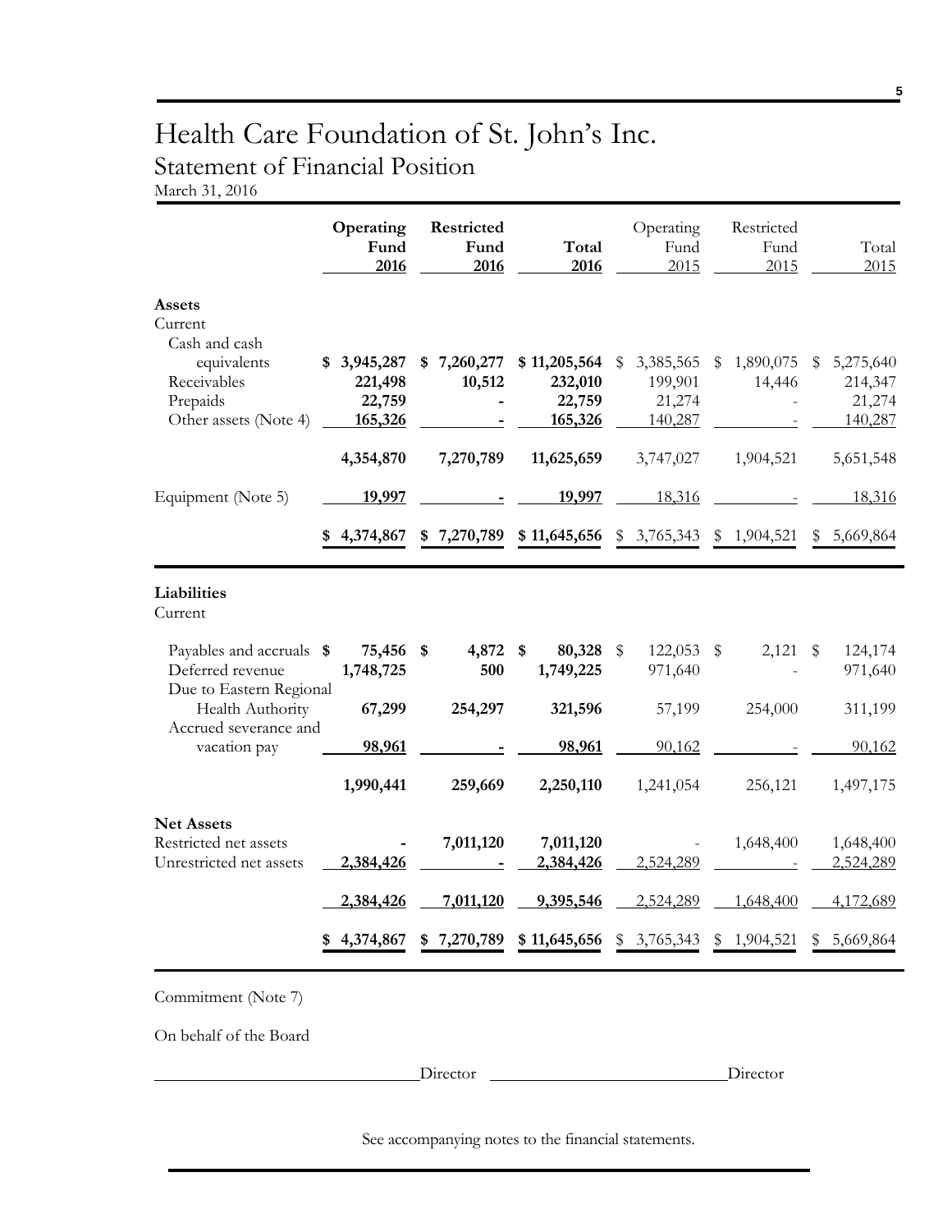# Health Care Foundation of St. John's Inc.

## Statement of Financial Position

March 31, 2016

| | Operating Fund 2016 | Restricted Fund 2016 | Total 2016 | Operating Fund 2015 | Restricted Fund 2015 | Total 2015 |
|---|---|---|---|---|---|---|
| **Assets** | | | | | | |
| Current | | | | | | |
| Cash and cash equivalents | **$ 3,945,287** | **$ 7,260,277** | **$ 11,205,564** | $ 3,385,565 | $ 1,890,075 | $ 5,275,640 |
| Receivables | **221,498** | **10,512** | **232,010** | 199,901 | 14,446 | 214,347 |
| Prepaids | **22,759** | **-** | **22,759** | 21,274 | - | 21,274 |
| Other assets (Note 4) | **165,326** | **-** | **165,326** | 140,287 | - | 140,287 |
| | **4,354,870** | **7,270,789** | **11,625,659** | 3,747,027 | 1,904,521 | 5,651,548 |
| Equipment (Note 5) | **19,997** | **-** | **19,997** | 18,316 | - | 18,316 |
| | **$ 4,374,867** | **$ 7,270,789** | **$ 11,645,656** | $ 3,765,343 | $ 1,904,521 | $ 5,669,864 |
| **Liabilities** | | | | | | |
| Current | | | | | | |
| Payables and accruals | **$ 75,456** | **$ 4,872** | **$ 80,328** | $ 122,053 | $ 2,121 | $ 124,174 |
| Deferred revenue | **1,748,725** | **500** | **1,749,225** | 971,640 | - | 971,640 |
| Due to Eastern Regional Health Authority | **67,299** | **254,297** | **321,596** | 57,199 | 254,000 | 311,199 |
| Accrued severance and vacation pay | **98,961** | **-** | **98,961** | 90,162 | - | 90,162 |
| | **1,990,441** | **259,669** | **2,250,110** | 1,241,054 | 256,121 | 1,497,175 |
| **Net Assets** | | | | | | |
| Restricted net assets | **-** | **7,011,120** | **7,011,120** | - | 1,648,400 | 1,648,400 |
| Unrestricted net assets | **2,384,426** | **-** | **2,384,426** | 2,524,289 | - | 2,524,289 |
| | **2,384,426** | **7,011,120** | **9,395,546** | 2,524,289 | 1,648,400 | 4,172,689 |
| | **$ 4,374,867** | **$ 7,270,789** | **$ 11,645,656** | $ 3,765,343 | $ 1,904,521 | $ 5,669,864 |

Commitment (Note 7)

On behalf of the Board

\_\_\_\_\_\_\_\_\_\_\_\_\_\_\_\_\_\_\_\_\_\_\_\_ Director \_\_\_\_\_\_\_\_\_\_\_\_\_\_\_\_\_\_\_\_\_\_\_\_ Director

See accompanying notes to the financial statements.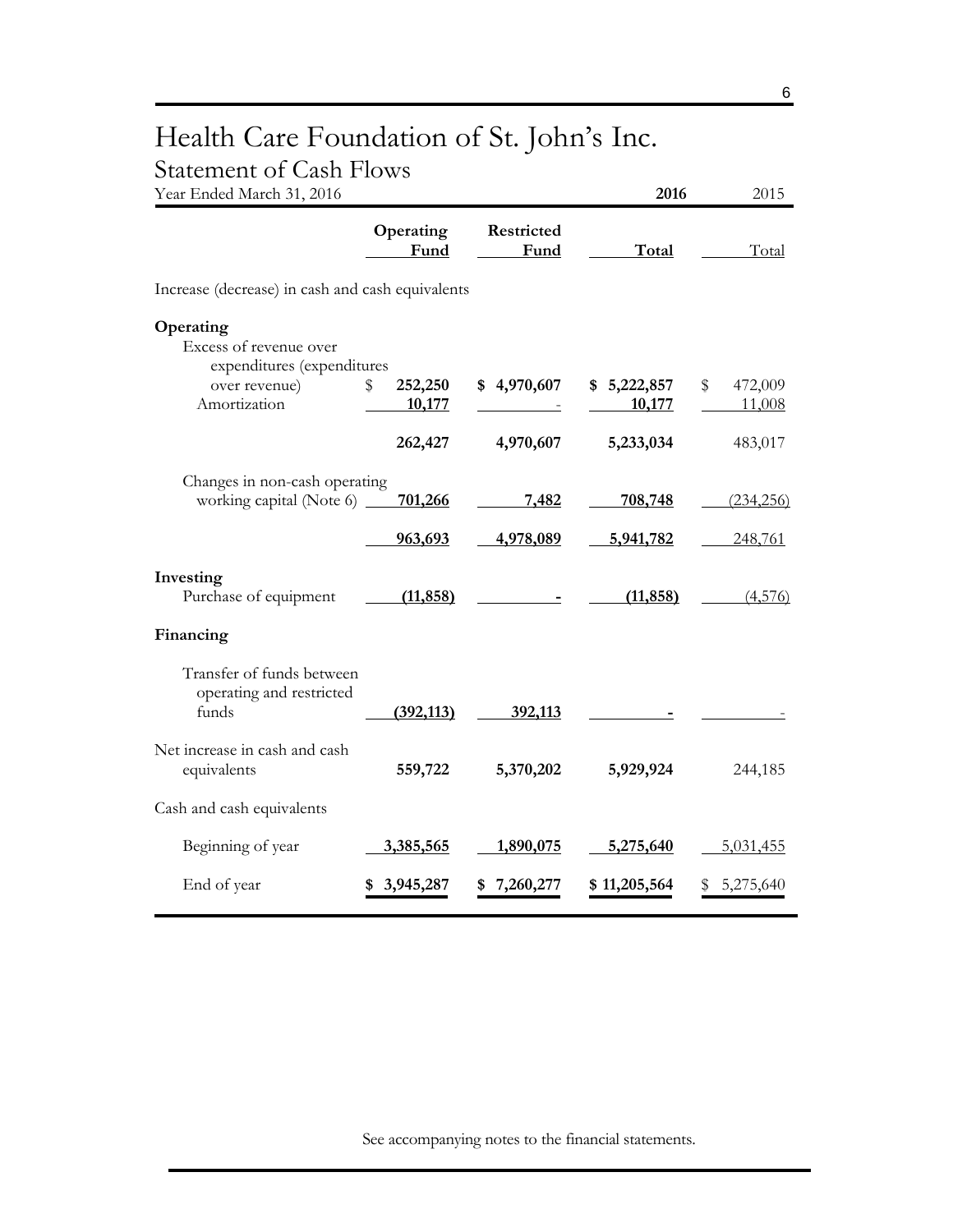# Health Care Foundation of St. John's Inc.

## Statement of Cash Flows

Year Ended March 31, 2016

| | 2016 | | | 2015 |
|---|---|---|---|---|
| | **Operating Fund** | **Restricted Fund** | **Total** | Total |
| Increase (decrease) in cash and cash equivalents | | | | |
| **Operating** | | | | |
| Excess of revenue over expenditures (expenditures over revenue) | $ 252,250 | $ 4,970,607 | $ 5,222,857 | $ 472,009 |
| Amortization | 10,177 | - | 10,177 | 11,008 |
| | 262,427 | 4,970,607 | 5,233,034 | 483,017 |
| Changes in non-cash operating working capital (Note 6) | 701,266 | 7,482 | 708,748 | (234,256) |
| | 963,693 | 4,978,089 | 5,941,782 | 248,761 |
| **Investing** | | | | |
| Purchase of equipment | (11,858) | - | (11,858) | (4,576) |
| **Financing** | | | | |
| Transfer of funds between operating and restricted funds | (392,113) | 392,113 | - | - |
| Net increase in cash and cash equivalents | 559,722 | 5,370,202 | 5,929,924 | 244,185 |
| Cash and cash equivalents | | | | |
| Beginning of year | 3,385,565 | 1,890,075 | 5,275,640 | 5,031,455 |
| End of year | $ 3,945,287 | $ 7,260,277 | $ 11,205,564 | $ 5,275,640 |

See accompanying notes to the financial statements.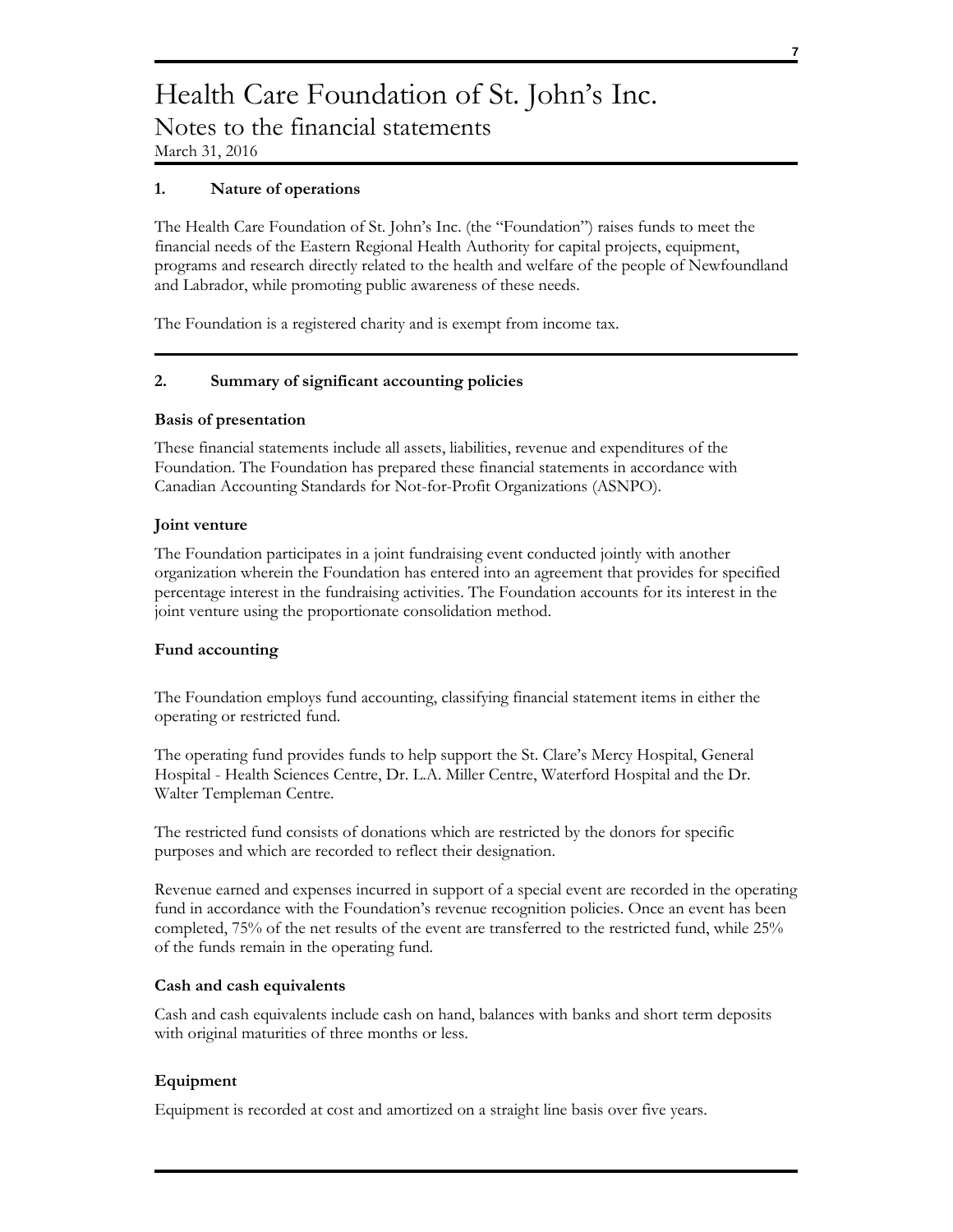# Health Care Foundation of St. John's Inc.
## Notes to the financial statements
March 31, 2016

### 1. Nature of operations

The Health Care Foundation of St. John's Inc. (the "Foundation") raises funds to meet the financial needs of the Eastern Regional Health Authority for capital projects, equipment, programs and research directly related to the health and welfare of the people of Newfoundland and Labrador, while promoting public awareness of these needs.

The Foundation is a registered charity and is exempt from income tax.

### 2. Summary of significant accounting policies

**Basis of presentation**

These financial statements include all assets, liabilities, revenue and expenditures of the Foundation. The Foundation has prepared these financial statements in accordance with Canadian Accounting Standards for Not-for-Profit Organizations (ASNPO).

**Joint venture**

The Foundation participates in a joint fundraising event conducted jointly with another organization wherein the Foundation has entered into an agreement that provides for specified percentage interest in the fundraising activities. The Foundation accounts for its interest in the joint venture using the proportionate consolidation method.

**Fund accounting**

The Foundation employs fund accounting, classifying financial statement items in either the operating or restricted fund.

The operating fund provides funds to help support the St. Clare's Mercy Hospital, General Hospital - Health Sciences Centre, Dr. L.A. Miller Centre, Waterford Hospital and the Dr. Walter Templeman Centre.

The restricted fund consists of donations which are restricted by the donors for specific purposes and which are recorded to reflect their designation.

Revenue earned and expenses incurred in support of a special event are recorded in the operating fund in accordance with the Foundation's revenue recognition policies. Once an event has been completed, 75% of the net results of the event are transferred to the restricted fund, while 25% of the funds remain in the operating fund.

**Cash and cash equivalents**

Cash and cash equivalents include cash on hand, balances with banks and short term deposits with original maturities of three months or less.

**Equipment**

Equipment is recorded at cost and amortized on a straight line basis over five years.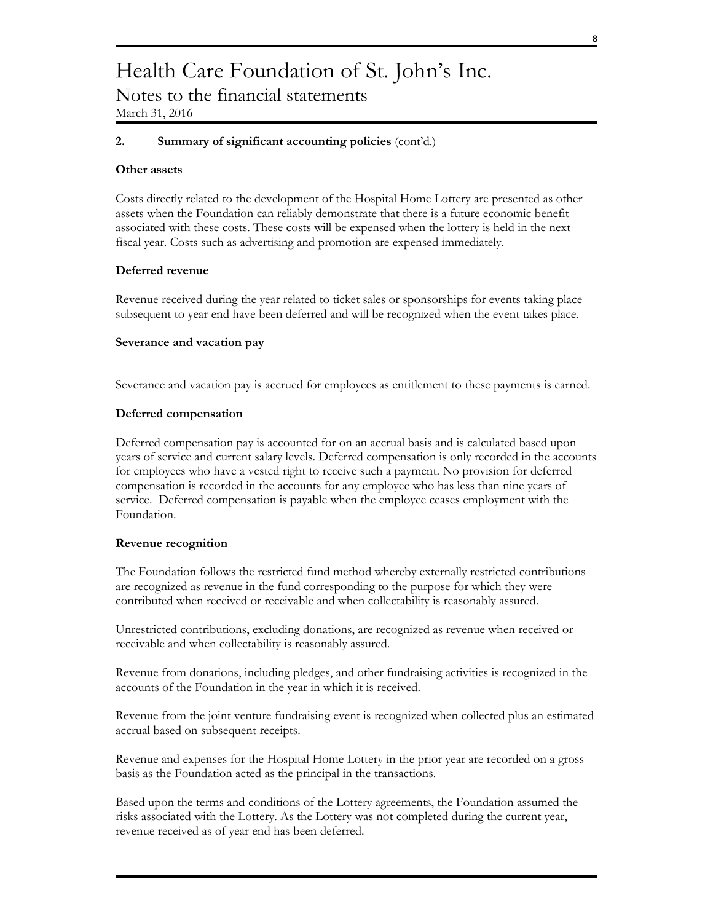# Health Care Foundation of St. John's Inc.

## Notes to the financial statements

March 31, 2016

**2. Summary of significant accounting policies** (cont'd.)

**Other assets**

Costs directly related to the development of the Hospital Home Lottery are presented as other assets when the Foundation can reliably demonstrate that there is a future economic benefit associated with these costs. These costs will be expensed when the lottery is held in the next fiscal year. Costs such as advertising and promotion are expensed immediately.

**Deferred revenue**

Revenue received during the year related to ticket sales or sponsorships for events taking place subsequent to year end have been deferred and will be recognized when the event takes place.

**Severance and vacation pay**

Severance and vacation pay is accrued for employees as entitlement to these payments is earned.

**Deferred compensation**

Deferred compensation pay is accounted for on an accrual basis and is calculated based upon years of service and current salary levels. Deferred compensation is only recorded in the accounts for employees who have a vested right to receive such a payment. No provision for deferred compensation is recorded in the accounts for any employee who has less than nine years of service. Deferred compensation is payable when the employee ceases employment with the Foundation.

**Revenue recognition**

The Foundation follows the restricted fund method whereby externally restricted contributions are recognized as revenue in the fund corresponding to the purpose for which they were contributed when received or receivable and when collectability is reasonably assured.

Unrestricted contributions, excluding donations, are recognized as revenue when received or receivable and when collectability is reasonably assured.

Revenue from donations, including pledges, and other fundraising activities is recognized in the accounts of the Foundation in the year in which it is received.

Revenue from the joint venture fundraising event is recognized when collected plus an estimated accrual based on subsequent receipts.

Revenue and expenses for the Hospital Home Lottery in the prior year are recorded on a gross basis as the Foundation acted as the principal in the transactions.

Based upon the terms and conditions of the Lottery agreements, the Foundation assumed the risks associated with the Lottery. As the Lottery was not completed during the current year, revenue received as of year end has been deferred.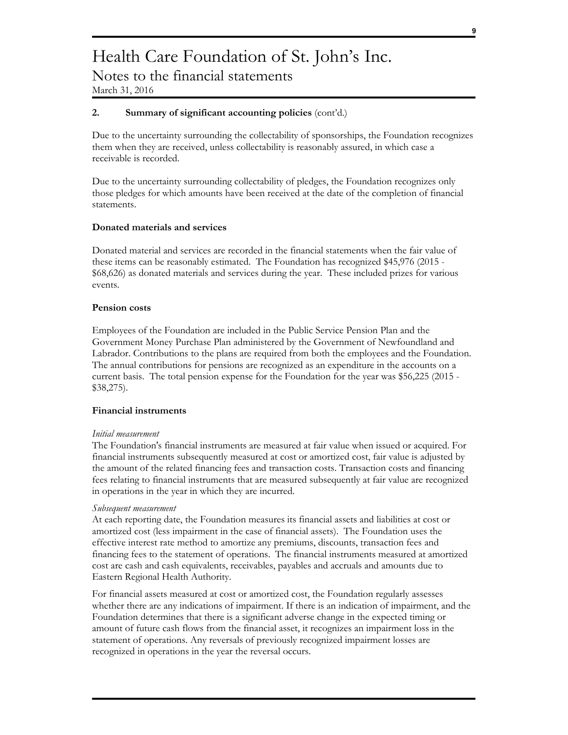# Health Care Foundation of St. John's Inc.

## Notes to the financial statements

March 31, 2016

### 2. Summary of significant accounting policies (cont'd.)

Due to the uncertainty surrounding the collectability of sponsorships, the Foundation recognizes them when they are received, unless collectability is reasonably assured, in which case a receivable is recorded.

Due to the uncertainty surrounding collectability of pledges, the Foundation recognizes only those pledges for which amounts have been received at the date of the completion of financial statements.

**Donated materials and services**

Donated material and services are recorded in the financial statements when the fair value of these items can be reasonably estimated. The Foundation has recognized $45,976 (2015 - $68,626) as donated materials and services during the year. These included prizes for various events.

**Pension costs**

Employees of the Foundation are included in the Public Service Pension Plan and the Government Money Purchase Plan administered by the Government of Newfoundland and Labrador. Contributions to the plans are required from both the employees and the Foundation. The annual contributions for pensions are recognized as an expenditure in the accounts on a current basis. The total pension expense for the Foundation for the year was $56,225 (2015 - $38,275).

**Financial instruments**

*Initial measurement*

The Foundation's financial instruments are measured at fair value when issued or acquired. For financial instruments subsequently measured at cost or amortized cost, fair value is adjusted by the amount of the related financing fees and transaction costs. Transaction costs and financing fees relating to financial instruments that are measured subsequently at fair value are recognized in operations in the year in which they are incurred.

*Subsequent measurement*

At each reporting date, the Foundation measures its financial assets and liabilities at cost or amortized cost (less impairment in the case of financial assets). The Foundation uses the effective interest rate method to amortize any premiums, discounts, transaction fees and financing fees to the statement of operations. The financial instruments measured at amortized cost are cash and cash equivalents, receivables, payables and accruals and amounts due to Eastern Regional Health Authority.

For financial assets measured at cost or amortized cost, the Foundation regularly assesses whether there are any indications of impairment. If there is an indication of impairment, and the Foundation determines that there is a significant adverse change in the expected timing or amount of future cash flows from the financial asset, it recognizes an impairment loss in the statement of operations. Any reversals of previously recognized impairment losses are recognized in operations in the year the reversal occurs.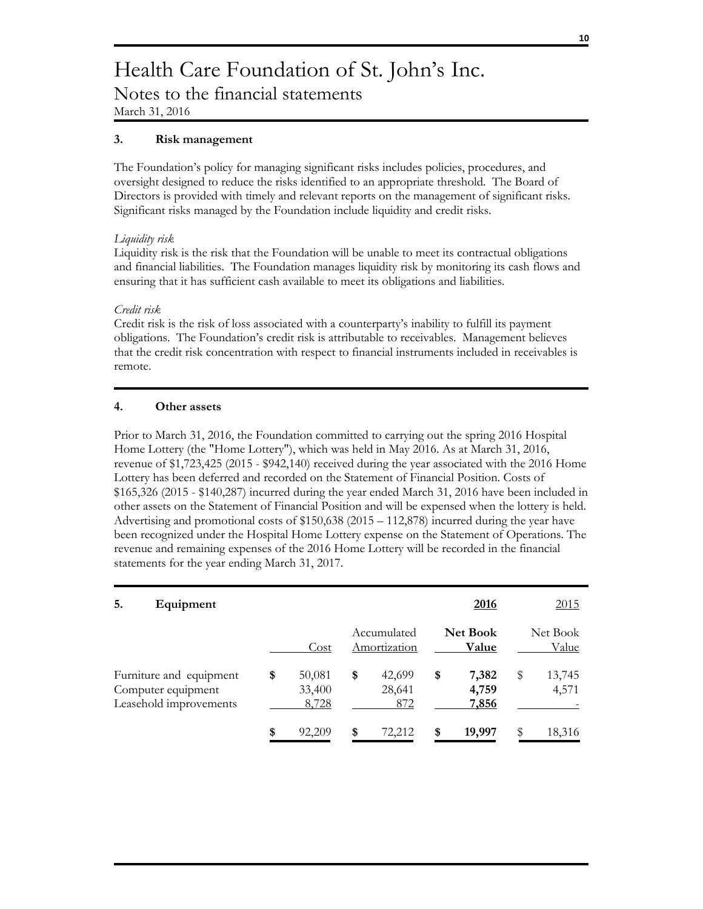# Health Care Foundation of St. John's Inc.

## Notes to the financial statements

March 31, 2016

### 3. Risk management

The Foundation's policy for managing significant risks includes policies, procedures, and oversight designed to reduce the risks identified to an appropriate threshold. The Board of Directors is provided with timely and relevant reports on the management of significant risks. Significant risks managed by the Foundation include liquidity and credit risks.

*Liquidity risk*

Liquidity risk is the risk that the Foundation will be unable to meet its contractual obligations and financial liabilities. The Foundation manages liquidity risk by monitoring its cash flows and ensuring that it has sufficient cash available to meet its obligations and liabilities.

*Credit risk*

Credit risk is the risk of loss associated with a counterparty's inability to fulfill its payment obligations. The Foundation's credit risk is attributable to receivables. Management believes that the credit risk concentration with respect to financial instruments included in receivables is remote.

### 4. Other assets

Prior to March 31, 2016, the Foundation committed to carrying out the spring 2016 Hospital Home Lottery (the "Home Lottery"), which was held in May 2016. As at March 31, 2016, revenue of $1,723,425 (2015 - $942,140) received during the year associated with the 2016 Home Lottery has been deferred and recorded on the Statement of Financial Position. Costs of $165,326 (2015 - $140,287) incurred during the year ended March 31, 2016 have been included in other assets on the Statement of Financial Position and will be expensed when the lottery is held. Advertising and promotional costs of $150,638 (2015 – 112,878) incurred during the year have been recognized under the Hospital Home Lottery expense on the Statement of Operations. The revenue and remaining expenses of the 2016 Home Lottery will be recorded in the financial statements for the year ending March 31, 2017.

### 5. Equipment

| | | | **2016** | 2015 |
|---|---|---|---|---|
| | Cost | Accumulated Amortization | **Net Book Value** | Net Book Value |
| Furniture and equipment | $ 50,081 | $ 42,699 | **$ 7,382** | $ 13,745 |
| Computer equipment | 33,400 | 28,641 | **4,759** | 4,571 |
| Leasehold improvements | 8,728 | 872 | **7,856** | - |
| | $ 92,209 | $ 72,212 | **$ 19,997** | $ 18,316 |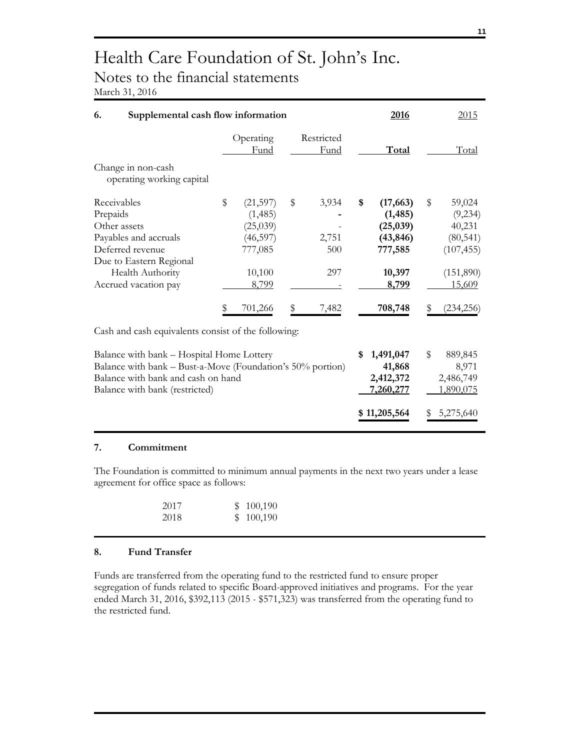# Health Care Foundation of St. John's Inc.

## Notes to the financial statements

March 31, 2016

### 6. Supplemental cash flow information

| | Operating Fund | Restricted Fund | 2016 Total | 2015 Total |
|---|---|---|---|---|
| Change in non-cash operating working capital | | | | |
| Receivables | $ (21,597) | $ 3,934 | **$ (17,663)** | $ 59,024 |
| Prepaids | (1,485) | **-** | **(1,485)** | (9,234) |
| Other assets | (25,039) | - | **(25,039)** | 40,231 |
| Payables and accruals | (46,597) | 2,751 | **(43,846)** | (80,541) |
| Deferred revenue | 777,085 | 500 | **777,585** | (107,455) |
| Due to Eastern Regional Health Authority | 10,100 | 297 | **10,397** | (151,890) |
| Accrued vacation pay | 8,799 | - | **8,799** | 15,609 |
| | $ 701,266 | $ 7,482 | **708,748** | $ (234,256) |

Cash and cash equivalents consist of the following:

| | 2016 | 2015 |
|---|---|---|
| Balance with bank – Hospital Home Lottery | **$ 1,491,047** | $ 889,845 |
| Balance with bank – Bust-a-Move (Foundation's 50% portion) | **41,868** | 8,971 |
| Balance with bank and cash on hand | **2,412,372** | 2,486,749 |
| Balance with bank (restricted) | **7,260,277** | 1,890,075 |
| | **$ 11,205,564** | $ 5,275,640 |

### 7. Commitment

The Foundation is committed to minimum annual payments in the next two years under a lease agreement for office space as follows:

| | |
|---|---|
| 2017 | $ 100,190 |
| 2018 | $ 100,190 |

### 8. Fund Transfer

Funds are transferred from the operating fund to the restricted fund to ensure proper segregation of funds related to specific Board-approved initiatives and programs. For the year ended March 31, 2016, $392,113 (2015 - $571,323) was transferred from the operating fund to the restricted fund.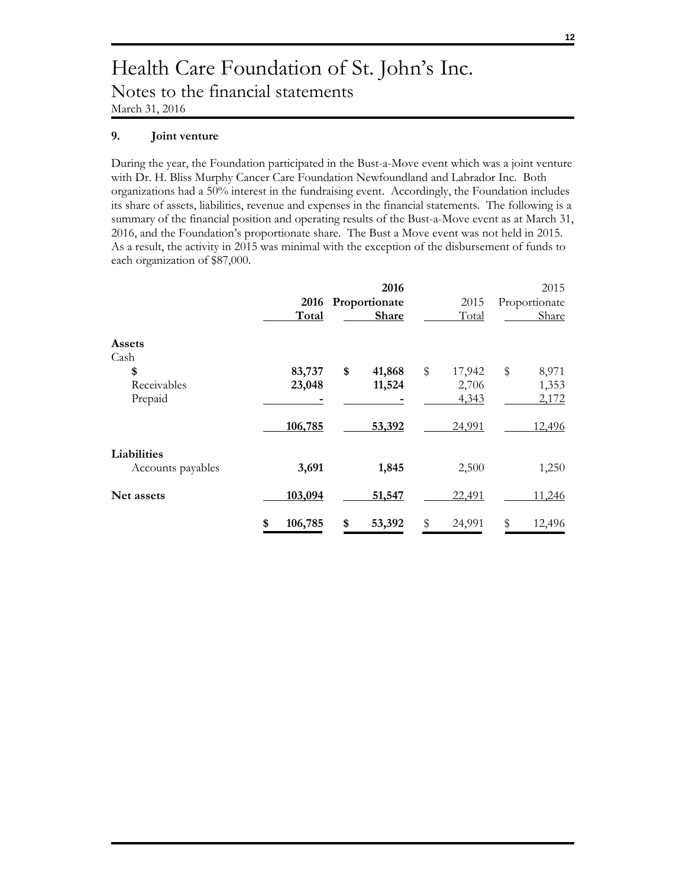# Health Care Foundation of St. John's Inc.
## Notes to the financial statements
March 31, 2016

### 9. Joint venture

During the year, the Foundation participated in the Bust-a-Move event which was a joint venture with Dr. H. Bliss Murphy Cancer Care Foundation Newfoundland and Labrador Inc. Both organizations had a 50% interest in the fundraising event. Accordingly, the Foundation includes its share of assets, liabilities, revenue and expenses in the financial statements. The following is a summary of the financial position and operating results of the Bust-a-Move event as at March 31, 2016, and the Foundation's proportionate share. The Bust a Move event was not held in 2015. As a result, the activity in 2015 was minimal with the exception of the disbursement of funds to each organization of $87,000.

| | 2016 Total | 2016 Proportionate Share | 2015 Total | 2015 Proportionate Share |
|---|---|---|---|---|
| **Assets** | | | | |
| Cash | $ 83,737 | $ 41,868 | $ 17,942 | $ 8,971 |
| Receivables | 23,048 | 11,524 | 2,706 | 1,353 |
| Prepaid | - | - | 4,343 | 2,172 |
| | 106,785 | 53,392 | 24,991 | 12,496 |
| **Liabilities** | | | | |
| Accounts payables | 3,691 | 1,845 | 2,500 | 1,250 |
| **Net assets** | 103,094 | 51,547 | 22,491 | 11,246 |
| | $ 106,785 | $ 53,392 | $ 24,991 | $ 12,496 |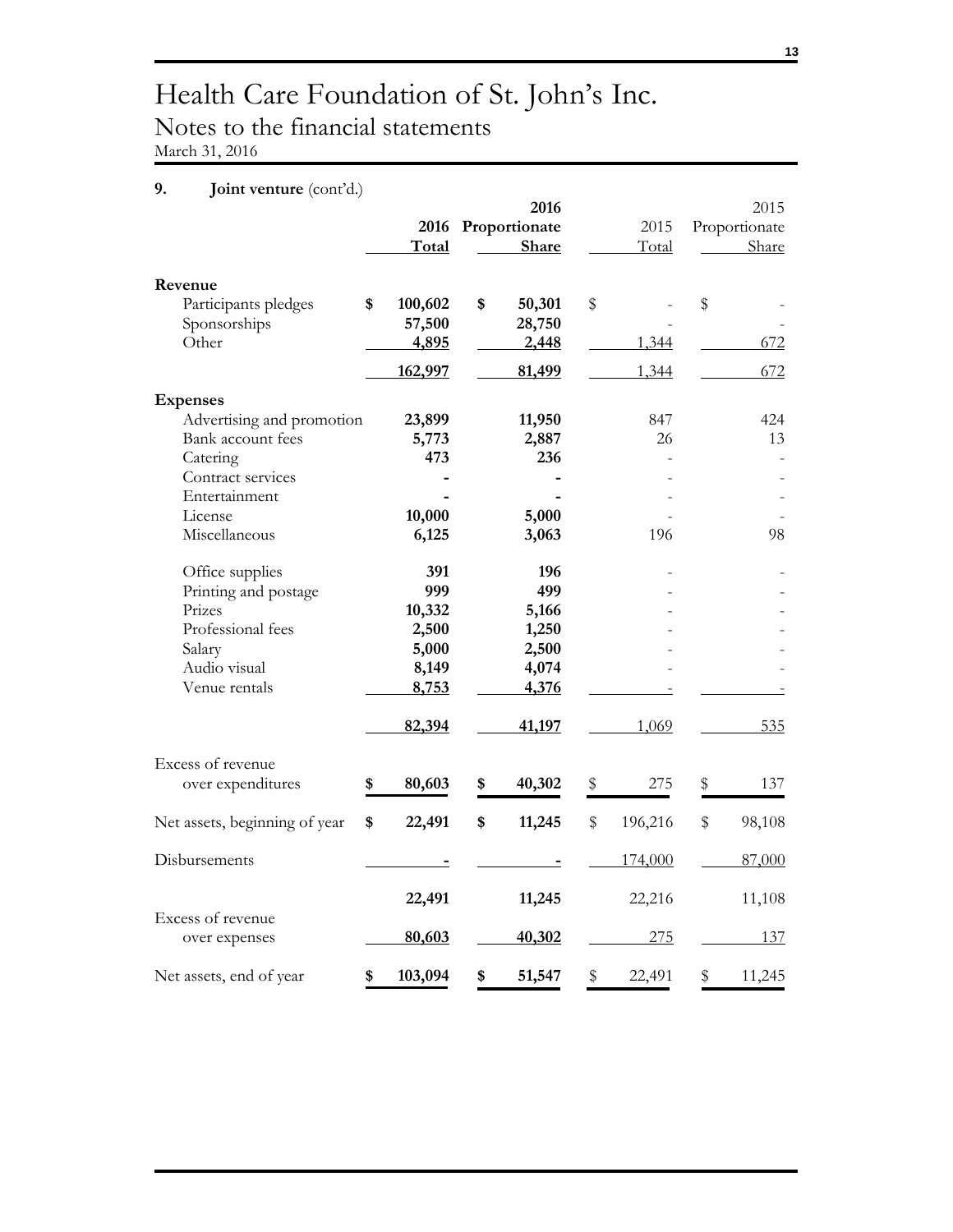# Health Care Foundation of St. John's Inc.

## Notes to the financial statements

March 31, 2016

### 9. Joint venture (cont'd.)

| | 2016 Total | 2016 Proportionate Share | 2015 Total | 2015 Proportionate Share |
|---|---|---|---|---|
| **Revenue** | | | | |
| Participants pledges | $ 100,602 | $ 50,301 | $ - | $ - |
| Sponsorships | 57,500 | 28,750 | - | - |
| Other | 4,895 | 2,448 | 1,344 | 672 |
| | 162,997 | 81,499 | 1,344 | 672 |
| **Expenses** | | | | |
| Advertising and promotion | 23,899 | 11,950 | 847 | 424 |
| Bank account fees | 5,773 | 2,887 | 26 | 13 |
| Catering | 473 | 236 | - | - |
| Contract services | - | - | - | - |
| Entertainment | - | - | - | - |
| License | 10,000 | 5,000 | - | - |
| Miscellaneous | 6,125 | 3,063 | 196 | 98 |
| Office supplies | 391 | 196 | - | - |
| Printing and postage | 999 | 499 | - | - |
| Prizes | 10,332 | 5,166 | - | - |
| Professional fees | 2,500 | 1,250 | - | - |
| Salary | 5,000 | 2,500 | - | - |
| Audio visual | 8,149 | 4,074 | - | - |
| Venue rentals | 8,753 | 4,376 | - | - |
| | 82,394 | 41,197 | 1,069 | 535 |
| Excess of revenue over expenditures | $ 80,603 | $ 40,302 | $ 275 | $ 137 |
| Net assets, beginning of year | $ 22,491 | $ 11,245 | $ 196,216 | $ 98,108 |
| Disbursements | - | - | 174,000 | 87,000 |
| | 22,491 | 11,245 | 22,216 | 11,108 |
| Excess of revenue over expenses | 80,603 | 40,302 | 275 | 137 |
| Net assets, end of year | $ 103,094 | $ 51,547 | $ 22,491 | $ 11,245 |